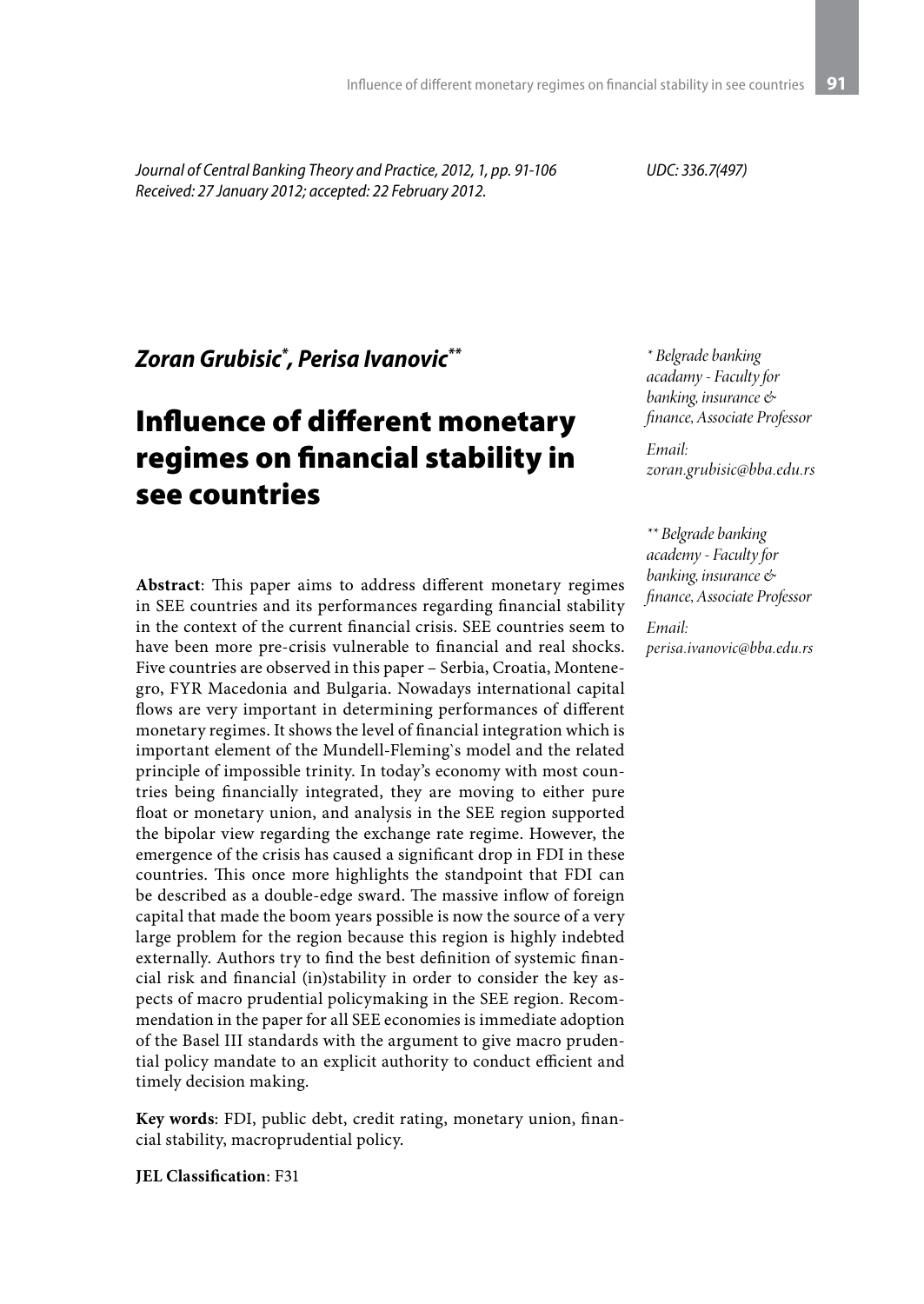*Journal of Central Banking Theory and Practice, 2012, 1, pp. 91-106*
*Received: 27 January 2012; accepted: 22 February 2012.*

*UDC: 336.7(497)*

## *Zoran Grubisic*\*, *Perisa Ivanovic*\*\*

\* *Belgrade banking acadamy - Faculty for banking, insurance & finance, Associate Professor*

*Email: zoran.grubisic@bba.edu.rs*

\*\* *Belgrade banking academy - Faculty for banking, insurance & finance, Associate Professor*

*Email: perisa.ivanovic@bba.edu.rs*

# Influence of different monetary regimes on financial stability in see countries

**Abstract**: This paper aims to address different monetary regimes in SEE countries and its performances regarding financial stability in the context of the current financial crisis. SEE countries seem to have been more pre-crisis vulnerable to financial and real shocks. Five countries are observed in this paper – Serbia, Croatia, Montenegro, FYR Macedonia and Bulgaria. Nowadays international capital flows are very important in determining performances of different monetary regimes. It shows the level of financial integration which is important element of the Mundell-Fleming`s model and the related principle of impossible trinity. In today's economy with most countries being financially integrated, they are moving to either pure float or monetary union, and analysis in the SEE region supported the bipolar view regarding the exchange rate regime. However, the emergence of the crisis has caused a significant drop in FDI in these countries. This once more highlights the standpoint that FDI can be described as a double-edge sward. The massive inflow of foreign capital that made the boom years possible is now the source of a very large problem for the region because this region is highly indebted externally. Authors try to find the best definition of systemic financial risk and financial (in)stability in order to consider the key aspects of macro prudential policymaking in the SEE region. Recommendation in the paper for all SEE economies is immediate adoption of the Basel III standards with the argument to give macro prudential policy mandate to an explicit authority to conduct efficient and timely decision making.

**Key words**: FDI, public debt, credit rating, monetary union, financial stability, macroprudential policy.

**JEL Classification**: F31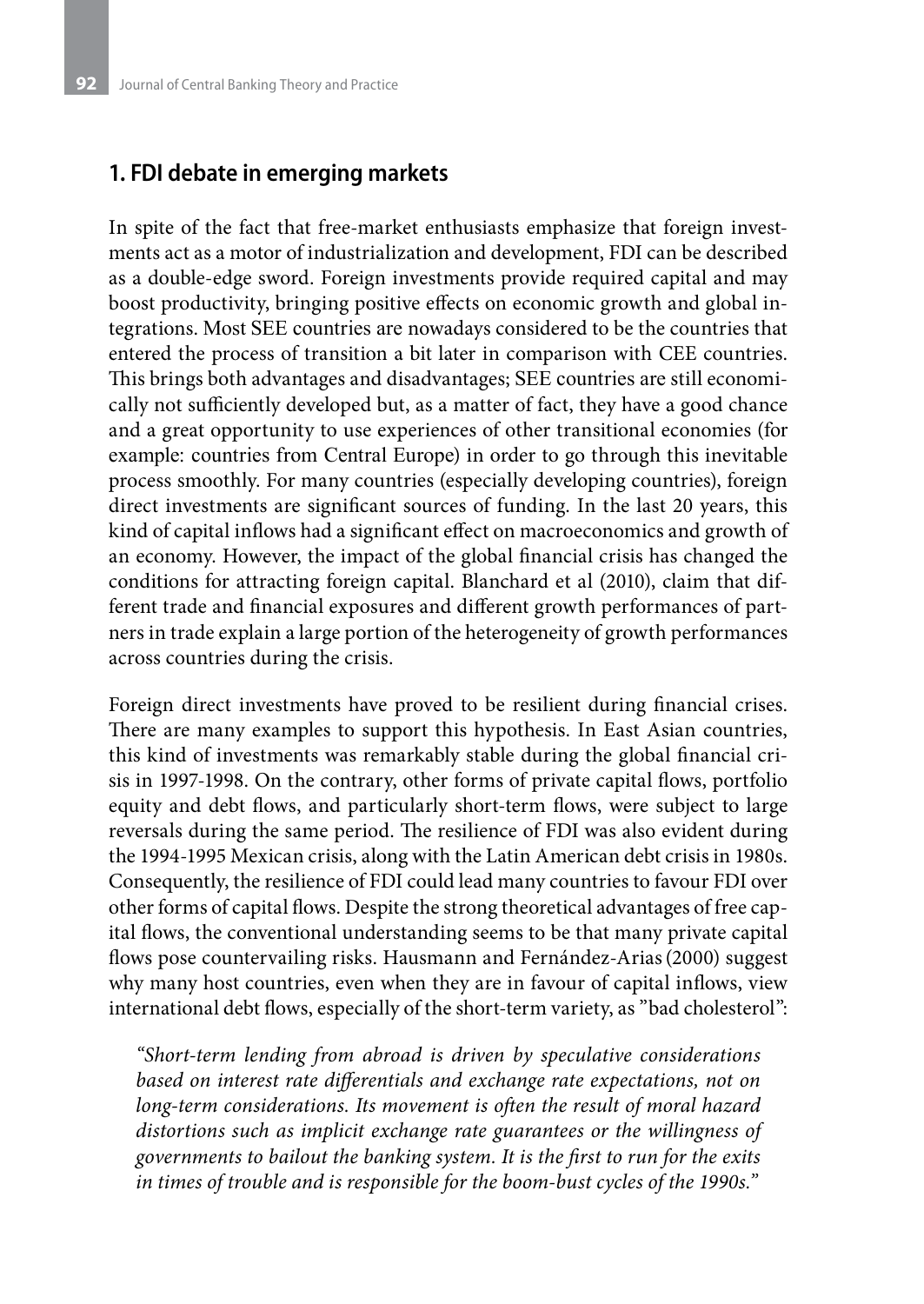## 1. FDI debate in emerging markets

In spite of the fact that free-market enthusiasts emphasize that foreign investments act as a motor of industrialization and development, FDI can be described as a double-edge sword. Foreign investments provide required capital and may boost productivity, bringing positive effects on economic growth and global integrations. Most SEE countries are nowadays considered to be the countries that entered the process of transition a bit later in comparison with CEE countries. This brings both advantages and disadvantages; SEE countries are still economically not sufficiently developed but, as a matter of fact, they have a good chance and a great opportunity to use experiences of other transitional economies (for example: countries from Central Europe) in order to go through this inevitable process smoothly. For many countries (especially developing countries), foreign direct investments are significant sources of funding. In the last 20 years, this kind of capital inflows had a significant effect on macroeconomics and growth of an economy. However, the impact of the global financial crisis has changed the conditions for attracting foreign capital. Blanchard et al (2010), claim that different trade and financial exposures and different growth performances of partners in trade explain a large portion of the heterogeneity of growth performances across countries during the crisis.

Foreign direct investments have proved to be resilient during financial crises. There are many examples to support this hypothesis. In East Asian countries, this kind of investments was remarkably stable during the global financial crisis in 1997-1998. On the contrary, other forms of private capital flows, portfolio equity and debt flows, and particularly short-term flows, were subject to large reversals during the same period. The resilience of FDI was also evident during the 1994-1995 Mexican crisis, along with the Latin American debt crisis in 1980s. Consequently, the resilience of FDI could lead many countries to favour FDI over other forms of capital flows. Despite the strong theoretical advantages of free capital flows, the conventional understanding seems to be that many private capital flows pose countervailing risks. Hausmann and Fernández-Arias (2000) suggest why many host countries, even when they are in favour of capital inflows, view international debt flows, especially of the short-term variety, as "bad cholesterol":

> *"Short-term lending from abroad is driven by speculative considerations based on interest rate differentials and exchange rate expectations, not on long-term considerations. Its movement is often the result of moral hazard distortions such as implicit exchange rate guarantees or the willingness of governments to bailout the banking system. It is the first to run for the exits in times of trouble and is responsible for the boom-bust cycles of the 1990s."*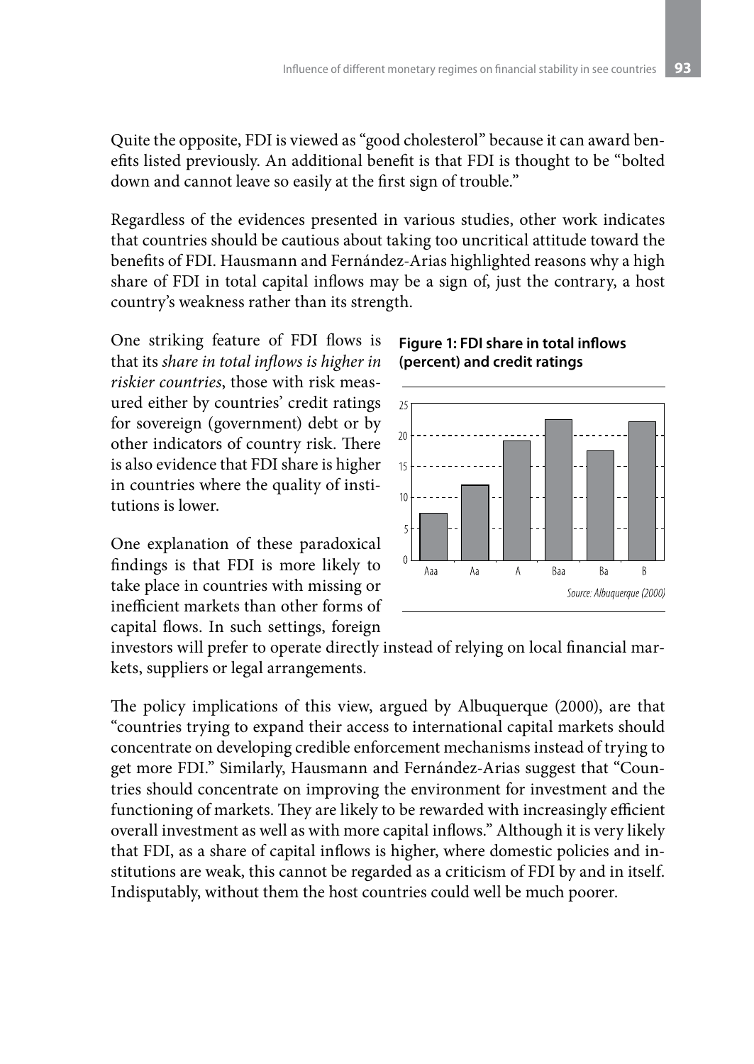Quite the opposite, FDI is viewed as "good cholesterol" because it can award benefits listed previously. An additional benefit is that FDI is thought to be "bolted down and cannot leave so easily at the first sign of trouble."

Regardless of the evidences presented in various studies, other work indicates that countries should be cautious about taking too uncritical attitude toward the benefits of FDI. Hausmann and Fernández-Arias highlighted reasons why a high share of FDI in total capital inflows may be a sign of, just the contrary, a host country's weakness rather than its strength.

One striking feature of FDI flows is that its *share in total inflows is higher in riskier countries*, those with risk measured either by countries' credit ratings for sovereign (government) debt or by other indicators of country risk. There is also evidence that FDI share is higher in countries where the quality of institutions is lower.

**Figure 1: FDI share in total inflows (percent) and credit ratings**

Source: Albuquerque (2000)

One explanation of these paradoxical findings is that FDI is more likely to take place in countries with missing or inefficient markets than other forms of capital flows. In such settings, foreign investors will prefer to operate directly instead of relying on local financial markets, suppliers or legal arrangements.

The policy implications of this view, argued by Albuquerque (2000), are that "countries trying to expand their access to international capital markets should concentrate on developing credible enforcement mechanisms instead of trying to get more FDI." Similarly, Hausmann and Fernández-Arias suggest that "Countries should concentrate on improving the environment for investment and the functioning of markets. They are likely to be rewarded with increasingly efficient overall investment as well as with more capital inflows." Although it is very likely that FDI, as a share of capital inflows is higher, where domestic policies and institutions are weak, this cannot be regarded as a criticism of FDI by and in itself. Indisputably, without them the host countries could well be much poorer.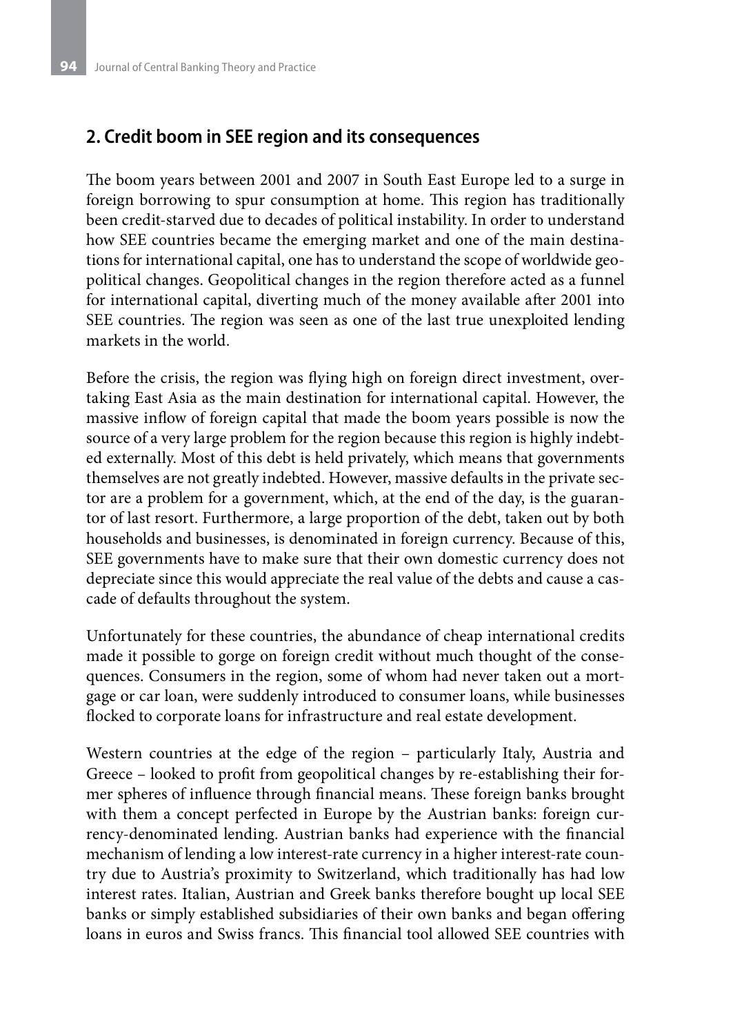## 2. Credit boom in SEE region and its consequences

The boom years between 2001 and 2007 in South East Europe led to a surge in foreign borrowing to spur consumption at home. This region has traditionally been credit-starved due to decades of political instability. In order to understand how SEE countries became the emerging market and one of the main destinations for international capital, one has to understand the scope of worldwide geopolitical changes. Geopolitical changes in the region therefore acted as a funnel for international capital, diverting much of the money available after 2001 into SEE countries. The region was seen as one of the last true unexploited lending markets in the world.

Before the crisis, the region was flying high on foreign direct investment, overtaking East Asia as the main destination for international capital. However, the massive inflow of foreign capital that made the boom years possible is now the source of a very large problem for the region because this region is highly indebted externally. Most of this debt is held privately, which means that governments themselves are not greatly indebted. However, massive defaults in the private sector are a problem for a government, which, at the end of the day, is the guarantor of last resort. Furthermore, a large proportion of the debt, taken out by both households and businesses, is denominated in foreign currency. Because of this, SEE governments have to make sure that their own domestic currency does not depreciate since this would appreciate the real value of the debts and cause a cascade of defaults throughout the system.

Unfortunately for these countries, the abundance of cheap international credits made it possible to gorge on foreign credit without much thought of the consequences. Consumers in the region, some of whom had never taken out a mortgage or car loan, were suddenly introduced to consumer loans, while businesses flocked to corporate loans for infrastructure and real estate development.

Western countries at the edge of the region – particularly Italy, Austria and Greece – looked to profit from geopolitical changes by re-establishing their former spheres of influence through financial means. These foreign banks brought with them a concept perfected in Europe by the Austrian banks: foreign currency-denominated lending. Austrian banks had experience with the financial mechanism of lending a low interest-rate currency in a higher interest-rate country due to Austria's proximity to Switzerland, which traditionally has had low interest rates. Italian, Austrian and Greek banks therefore bought up local SEE banks or simply established subsidiaries of their own banks and began offering loans in euros and Swiss francs. This financial tool allowed SEE countries with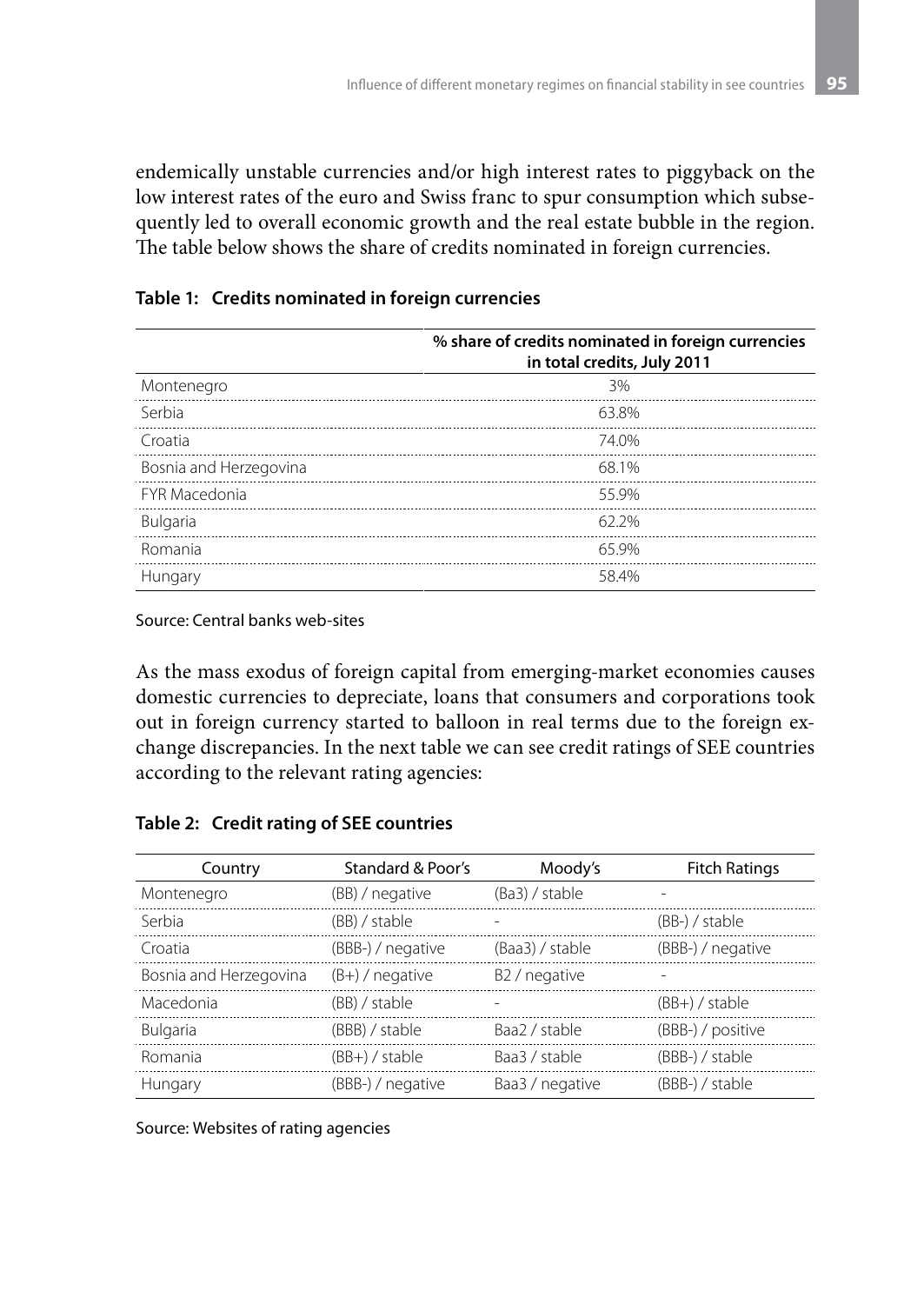endemically unstable currencies and/or high interest rates to piggyback on the low interest rates of the euro and Swiss franc to spur consumption which subsequently led to overall economic growth and the real estate bubble in the region. The table below shows the share of credits nominated in foreign currencies.

**Table 1: Credits nominated in foreign currencies**

| | % share of credits nominated in foreign currencies in total credits, July 2011 |
|---|---|
| Montenegro | 3% |
| Serbia | 63.8% |
| Croatia | 74.0% |
| Bosnia and Herzegovina | 68.1% |
| FYR Macedonia | 55.9% |
| Bulgaria | 62.2% |
| Romania | 65.9% |
| Hungary | 58.4% |

Source: Central banks web-sites

As the mass exodus of foreign capital from emerging-market economies causes domestic currencies to depreciate, loans that consumers and corporations took out in foreign currency started to balloon in real terms due to the foreign exchange discrepancies. In the next table we can see credit ratings of SEE countries according to the relevant rating agencies:

**Table 2: Credit rating of SEE countries**

| Country | Standard & Poor's | Moody's | Fitch Ratings |
|---|---|---|---|
| Montenegro | (BB) / negative | (Ba3) / stable | - |
| Serbia | (BB) / stable | - | (BB-) / stable |
| Croatia | (BBB-) / negative | (Baa3) / stable | (BBB-) / negative |
| Bosnia and Herzegovina | (B+) / negative | B2 / negative | - |
| Macedonia | (BB) / stable | - | (BB+) / stable |
| Bulgaria | (BBB) / stable | Baa2 / stable | (BBB-) / positive |
| Romania | (BB+) / stable | Baa3 / stable | (BBB-) / stable |
| Hungary | (BBB-) / negative | Baa3 / negative | (BBB-) / stable |

Source: Websites of rating agencies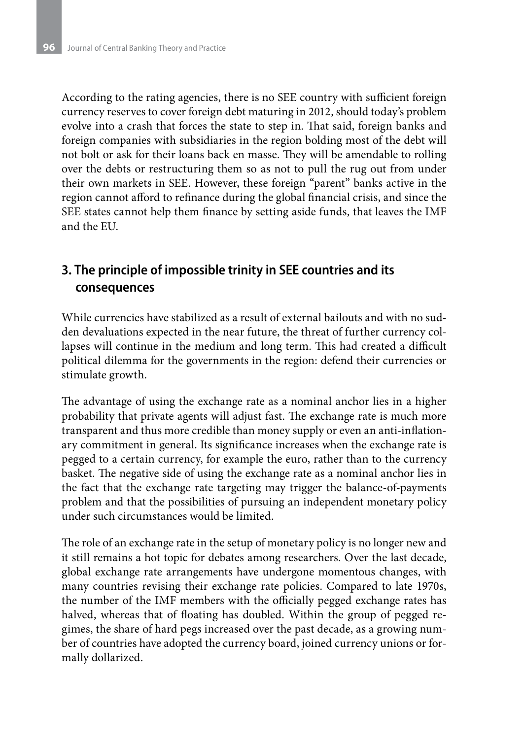According to the rating agencies, there is no SEE country with sufficient foreign currency reserves to cover foreign debt maturing in 2012, should today's problem evolve into a crash that forces the state to step in. That said, foreign banks and foreign companies with subsidiaries in the region bolding most of the debt will not bolt or ask for their loans back en masse. They will be amendable to rolling over the debts or restructuring them so as not to pull the rug out from under their own markets in SEE. However, these foreign "parent" banks active in the region cannot afford to refinance during the global financial crisis, and since the SEE states cannot help them finance by setting aside funds, that leaves the IMF and the EU.

## 3. The principle of impossible trinity in SEE countries and its consequences

While currencies have stabilized as a result of external bailouts and with no sudden devaluations expected in the near future, the threat of further currency collapses will continue in the medium and long term. This had created a difficult political dilemma for the governments in the region: defend their currencies or stimulate growth.

The advantage of using the exchange rate as a nominal anchor lies in a higher probability that private agents will adjust fast. The exchange rate is much more transparent and thus more credible than money supply or even an anti-inflationary commitment in general. Its significance increases when the exchange rate is pegged to a certain currency, for example the euro, rather than to the currency basket. The negative side of using the exchange rate as a nominal anchor lies in the fact that the exchange rate targeting may trigger the balance-of-payments problem and that the possibilities of pursuing an independent monetary policy under such circumstances would be limited.

The role of an exchange rate in the setup of monetary policy is no longer new and it still remains a hot topic for debates among researchers. Over the last decade, global exchange rate arrangements have undergone momentous changes, with many countries revising their exchange rate policies. Compared to late 1970s, the number of the IMF members with the officially pegged exchange rates has halved, whereas that of floating has doubled. Within the group of pegged regimes, the share of hard pegs increased over the past decade, as a growing number of countries have adopted the currency board, joined currency unions or formally dollarized.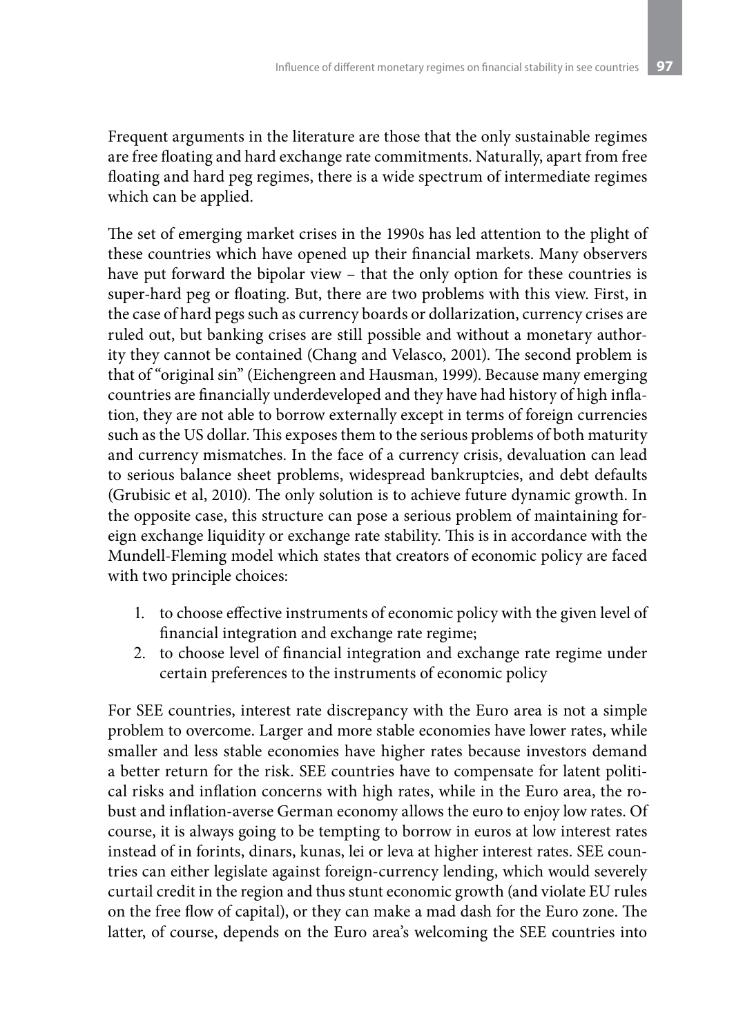Frequent arguments in the literature are those that the only sustainable regimes are free floating and hard exchange rate commitments. Naturally, apart from free floating and hard peg regimes, there is a wide spectrum of intermediate regimes which can be applied.

The set of emerging market crises in the 1990s has led attention to the plight of these countries which have opened up their financial markets. Many observers have put forward the bipolar view – that the only option for these countries is super-hard peg or floating. But, there are two problems with this view. First, in the case of hard pegs such as currency boards or dollarization, currency crises are ruled out, but banking crises are still possible and without a monetary authority they cannot be contained (Chang and Velasco, 2001). The second problem is that of "original sin" (Eichengreen and Hausman, 1999). Because many emerging countries are financially underdeveloped and they have had history of high inflation, they are not able to borrow externally except in terms of foreign currencies such as the US dollar. This exposes them to the serious problems of both maturity and currency mismatches. In the face of a currency crisis, devaluation can lead to serious balance sheet problems, widespread bankruptcies, and debt defaults (Grubisic et al, 2010). The only solution is to achieve future dynamic growth. In the opposite case, this structure can pose a serious problem of maintaining foreign exchange liquidity or exchange rate stability. This is in accordance with the Mundell-Fleming model which states that creators of economic policy are faced with two principle choices:

1. to choose effective instruments of economic policy with the given level of financial integration and exchange rate regime;
2. to choose level of financial integration and exchange rate regime under certain preferences to the instruments of economic policy

For SEE countries, interest rate discrepancy with the Euro area is not a simple problem to overcome. Larger and more stable economies have lower rates, while smaller and less stable economies have higher rates because investors demand a better return for the risk. SEE countries have to compensate for latent political risks and inflation concerns with high rates, while in the Euro area, the robust and inflation-averse German economy allows the euro to enjoy low rates. Of course, it is always going to be tempting to borrow in euros at low interest rates instead of in forints, dinars, kunas, lei or leva at higher interest rates. SEE countries can either legislate against foreign-currency lending, which would severely curtail credit in the region and thus stunt economic growth (and violate EU rules on the free flow of capital), or they can make a mad dash for the Euro zone. The latter, of course, depends on the Euro area's welcoming the SEE countries into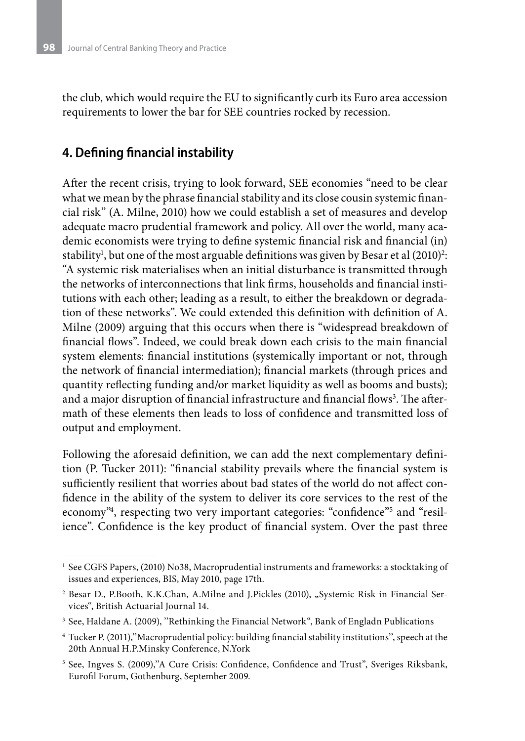the club, which would require the EU to significantly curb its Euro area accession requirements to lower the bar for SEE countries rocked by recession.

## 4. Defining financial instability

After the recent crisis, trying to look forward, SEE economies "need to be clear what we mean by the phrase financial stability and its close cousin systemic financial risk" (A. Milne, 2010) how we could establish a set of measures and develop adequate macro prudential framework and policy. All over the world, many academic economists were trying to define systemic financial risk and financial (in) stability[1], but one of the most arguable definitions was given by Besar et al (2010)[2]: "A systemic risk materialises when an initial disturbance is transmitted through the networks of interconnections that link firms, households and financial institutions with each other; leading as a result, to either the breakdown or degradation of these networks". We could extended this definition with definition of A. Milne (2009) arguing that this occurs when there is "widespread breakdown of financial flows". Indeed, we could break down each crisis to the main financial system elements: financial institutions (systemically important or not, through the network of financial intermediation); financial markets (through prices and quantity reflecting funding and/or market liquidity as well as booms and busts); and a major disruption of financial infrastructure and financial flows[3]. The aftermath of these elements then leads to loss of confidence and transmitted loss of output and employment.

Following the aforesaid definition, we can add the next complementary definition (P. Tucker 2011): "financial stability prevails where the financial system is sufficiently resilient that worries about bad states of the world do not affect confidence in the ability of the system to deliver its core services to the rest of the economy"[4], respecting two very important categories: "confidence"[5] and "resilience". Confidence is the key product of financial system. Over the past three

---

[1] See CGFS Papers, (2010) No38, Macroprudential instruments and frameworks: a stocktaking of issues and experiences, BIS, May 2010, page 17th.

[2] Besar D., P.Booth, K.K.Chan, A.Milne and J.Pickles (2010), „Systemic Risk in Financial Services", British Actuarial Journal 14.

[3] See, Haldane A. (2009), "Rethinking the Financial Network", Bank of Engladn Publications

[4] Tucker P. (2011),"Macroprudential policy: building financial stability institutions", speech at the 20th Annual H.P.Minsky Conference, N.York

[5] See, Ingves S. (2009),"A Cure Crisis: Confidence, Confidence and Trust", Sveriges Riksbank, Eurofil Forum, Gothenburg, September 2009.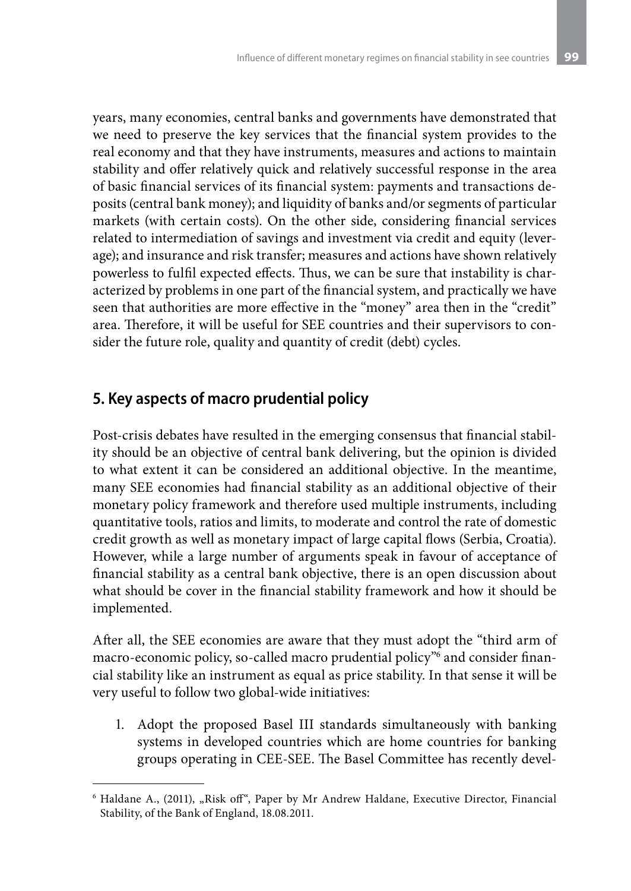years, many economies, central banks and governments have demonstrated that we need to preserve the key services that the financial system provides to the real economy and that they have instruments, measures and actions to maintain stability and offer relatively quick and relatively successful response in the area of basic financial services of its financial system: payments and transactions deposits (central bank money); and liquidity of banks and/or segments of particular markets (with certain costs). On the other side, considering financial services related to intermediation of savings and investment via credit and equity (leverage); and insurance and risk transfer; measures and actions have shown relatively powerless to fulfil expected effects. Thus, we can be sure that instability is characterized by problems in one part of the financial system, and practically we have seen that authorities are more effective in the "money" area then in the "credit" area. Therefore, it will be useful for SEE countries and their supervisors to consider the future role, quality and quantity of credit (debt) cycles.

## 5. Key aspects of macro prudential policy

Post-crisis debates have resulted in the emerging consensus that financial stability should be an objective of central bank delivering, but the opinion is divided to what extent it can be considered an additional objective. In the meantime, many SEE economies had financial stability as an additional objective of their monetary policy framework and therefore used multiple instruments, including quantitative tools, ratios and limits, to moderate and control the rate of domestic credit growth as well as monetary impact of large capital flows (Serbia, Croatia). However, while a large number of arguments speak in favour of acceptance of financial stability as a central bank objective, there is an open discussion about what should be cover in the financial stability framework and how it should be implemented.

After all, the SEE economies are aware that they must adopt the "third arm of macro-economic policy, so-called macro prudential policy"[6] and consider financial stability like an instrument as equal as price stability. In that sense it will be very useful to follow two global-wide initiatives:

1. Adopt the proposed Basel III standards simultaneously with banking systems in developed countries which are home countries for banking groups operating in CEE-SEE. The Basel Committee has recently devel-

---

[6] Haldane A., (2011), „Risk off", Paper by Mr Andrew Haldane, Executive Director, Financial Stability, of the Bank of England, 18.08.2011.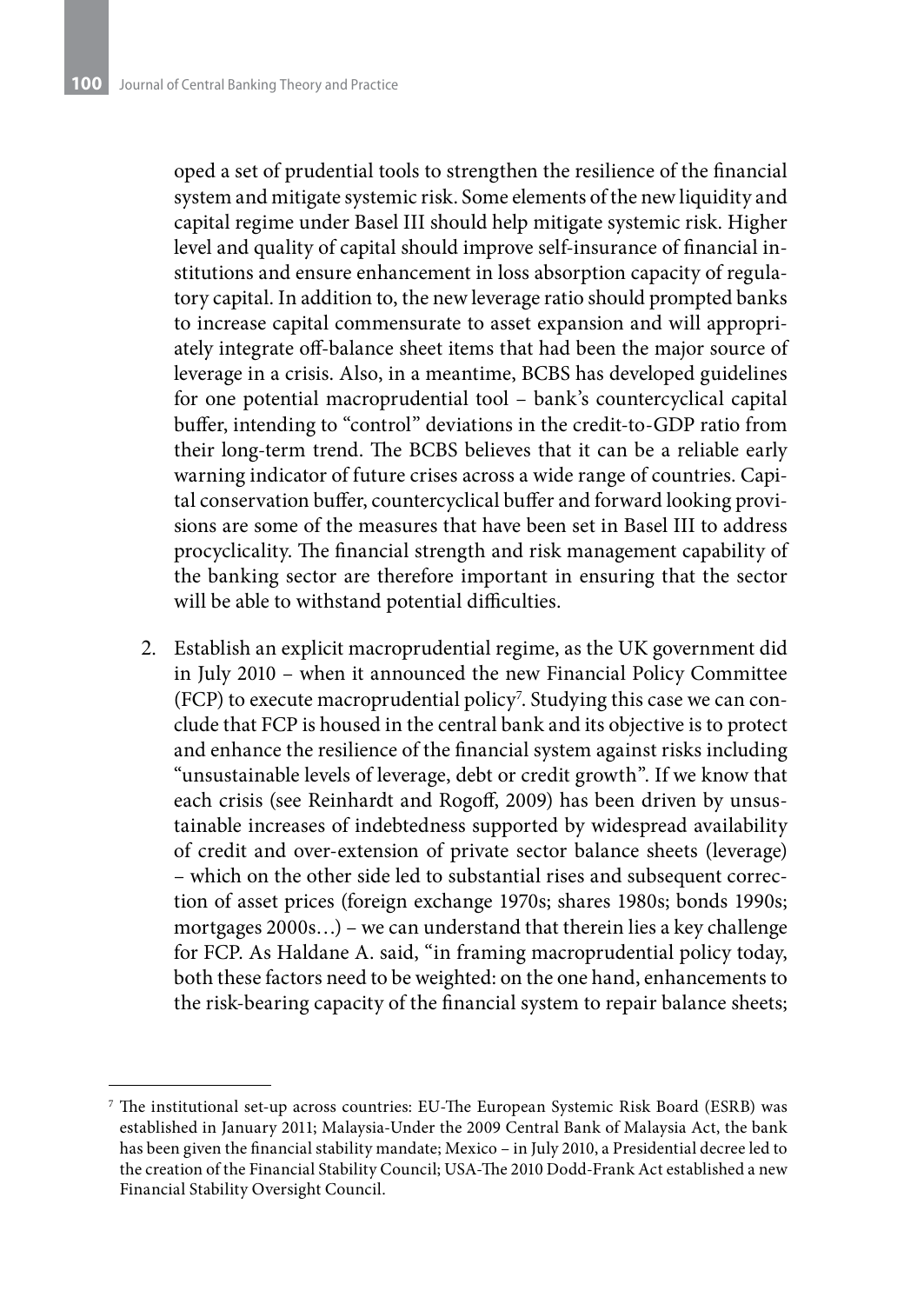oped a set of prudential tools to strengthen the resilience of the financial system and mitigate systemic risk. Some elements of the new liquidity and capital regime under Basel III should help mitigate systemic risk. Higher level and quality of capital should improve self-insurance of financial institutions and ensure enhancement in loss absorption capacity of regulatory capital. In addition to, the new leverage ratio should prompted banks to increase capital commensurate to asset expansion and will appropriately integrate off-balance sheet items that had been the major source of leverage in a crisis. Also, in a meantime, BCBS has developed guidelines for one potential macroprudential tool – bank's countercyclical capital buffer, intending to "control" deviations in the credit-to-GDP ratio from their long-term trend. The BCBS believes that it can be a reliable early warning indicator of future crises across a wide range of countries. Capital conservation buffer, countercyclical buffer and forward looking provisions are some of the measures that have been set in Basel III to address procyclicality. The financial strength and risk management capability of the banking sector are therefore important in ensuring that the sector will be able to withstand potential difficulties.

2. Establish an explicit macroprudential regime, as the UK government did in July 2010 – when it announced the new Financial Policy Committee (FCP) to execute macroprudential policy[7]. Studying this case we can conclude that FCP is housed in the central bank and its objective is to protect and enhance the resilience of the financial system against risks including "unsustainable levels of leverage, debt or credit growth". If we know that each crisis (see Reinhardt and Rogoff, 2009) has been driven by unsustainable increases of indebtedness supported by widespread availability of credit and over-extension of private sector balance sheets (leverage) – which on the other side led to substantial rises and subsequent correction of asset prices (foreign exchange 1970s; shares 1980s; bonds 1990s; mortgages 2000s…) – we can understand that therein lies a key challenge for FCP. As Haldane A. said, "in framing macroprudential policy today, both these factors need to be weighted: on the one hand, enhancements to the risk-bearing capacity of the financial system to repair balance sheets;

[7] The institutional set-up across countries: EU-The European Systemic Risk Board (ESRB) was established in January 2011; Malaysia-Under the 2009 Central Bank of Malaysia Act, the bank has been given the financial stability mandate; Mexico – in July 2010, a Presidential decree led to the creation of the Financial Stability Council; USA-The 2010 Dodd-Frank Act established a new Financial Stability Oversight Council.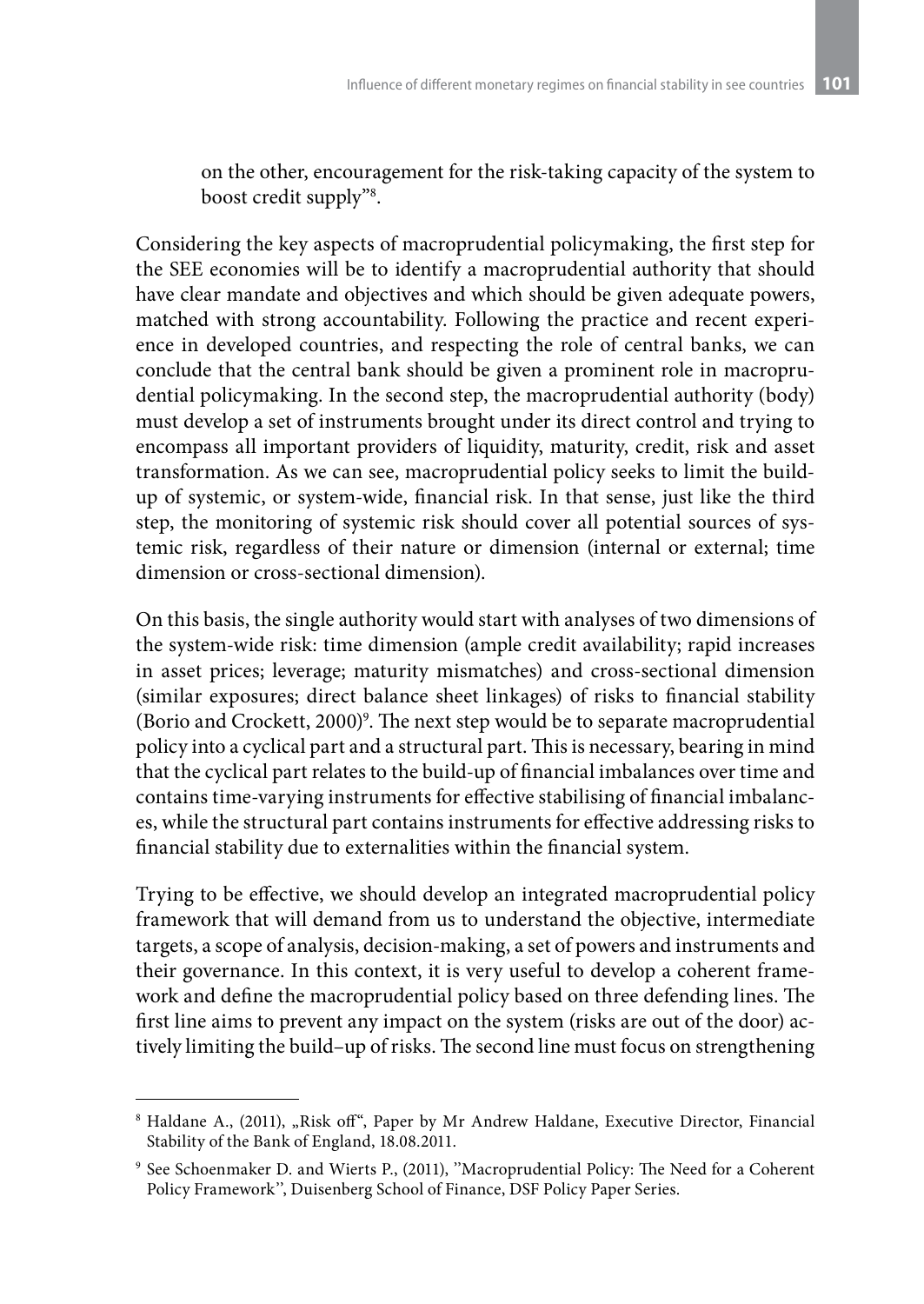on the other, encouragement for the risk-taking capacity of the system to boost credit supply"[8].

Considering the key aspects of macroprudential policymaking, the first step for the SEE economies will be to identify a macroprudential authority that should have clear mandate and objectives and which should be given adequate powers, matched with strong accountability. Following the practice and recent experience in developed countries, and respecting the role of central banks, we can conclude that the central bank should be given a prominent role in macroprudential policymaking. In the second step, the macroprudential authority (body) must develop a set of instruments brought under its direct control and trying to encompass all important providers of liquidity, maturity, credit, risk and asset transformation. As we can see, macroprudential policy seeks to limit the build-up of systemic, or system-wide, financial risk. In that sense, just like the third step, the monitoring of systemic risk should cover all potential sources of systemic risk, regardless of their nature or dimension (internal or external; time dimension or cross-sectional dimension).

On this basis, the single authority would start with analyses of two dimensions of the system-wide risk: time dimension (ample credit availability; rapid increases in asset prices; leverage; maturity mismatches) and cross-sectional dimension (similar exposures; direct balance sheet linkages) of risks to financial stability (Borio and Crockett, 2000)[9]. The next step would be to separate macroprudential policy into a cyclical part and a structural part. This is necessary, bearing in mind that the cyclical part relates to the build-up of financial imbalances over time and contains time-varying instruments for effective stabilising of financial imbalances, while the structural part contains instruments for effective addressing risks to financial stability due to externalities within the financial system.

Trying to be effective, we should develop an integrated macroprudential policy framework that will demand from us to understand the objective, intermediate targets, a scope of analysis, decision-making, a set of powers and instruments and their governance. In this context, it is very useful to develop a coherent framework and define the macroprudential policy based on three defending lines. The first line aims to prevent any impact on the system (risks are out of the door) actively limiting the build–up of risks. The second line must focus on strengthening

---

[8] Haldane A., (2011), „Risk off", Paper by Mr Andrew Haldane, Executive Director, Financial Stability of the Bank of England, 18.08.2011.

[9] See Schoenmaker D. and Wierts P., (2011), "Macroprudential Policy: The Need for a Coherent Policy Framework", Duisenberg School of Finance, DSF Policy Paper Series.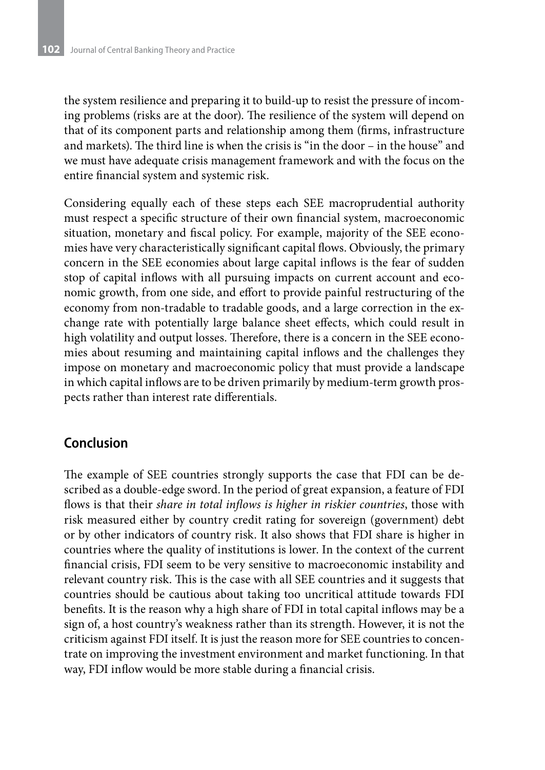the system resilience and preparing it to build-up to resist the pressure of incoming problems (risks are at the door). The resilience of the system will depend on that of its component parts and relationship among them (firms, infrastructure and markets). The third line is when the crisis is "in the door – in the house" and we must have adequate crisis management framework and with the focus on the entire financial system and systemic risk.

Considering equally each of these steps each SEE macroprudential authority must respect a specific structure of their own financial system, macroeconomic situation, monetary and fiscal policy. For example, majority of the SEE economies have very characteristically significant capital flows. Obviously, the primary concern in the SEE economies about large capital inflows is the fear of sudden stop of capital inflows with all pursuing impacts on current account and economic growth, from one side, and effort to provide painful restructuring of the economy from non-tradable to tradable goods, and a large correction in the exchange rate with potentially large balance sheet effects, which could result in high volatility and output losses. Therefore, there is a concern in the SEE economies about resuming and maintaining capital inflows and the challenges they impose on monetary and macroeconomic policy that must provide a landscape in which capital inflows are to be driven primarily by medium-term growth prospects rather than interest rate differentials.

## Conclusion

The example of SEE countries strongly supports the case that FDI can be described as a double-edge sword. In the period of great expansion, a feature of FDI flows is that their *share in total inflows is higher in riskier countries*, those with risk measured either by country credit rating for sovereign (government) debt or by other indicators of country risk. It also shows that FDI share is higher in countries where the quality of institutions is lower. In the context of the current financial crisis, FDI seem to be very sensitive to macroeconomic instability and relevant country risk. This is the case with all SEE countries and it suggests that countries should be cautious about taking too uncritical attitude towards FDI benefits. It is the reason why a high share of FDI in total capital inflows may be a sign of, a host country's weakness rather than its strength. However, it is not the criticism against FDI itself. It is just the reason more for SEE countries to concentrate on improving the investment environment and market functioning. In that way, FDI inflow would be more stable during a financial crisis.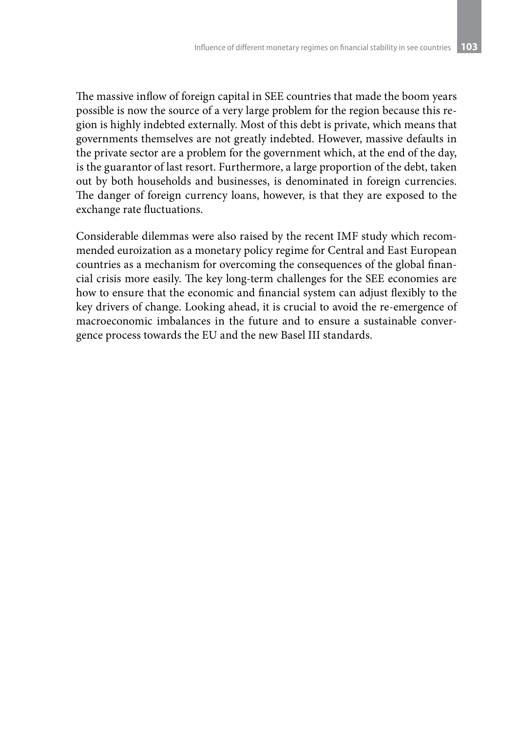The massive inflow of foreign capital in SEE countries that made the boom years possible is now the source of a very large problem for the region because this region is highly indebted externally. Most of this debt is private, which means that governments themselves are not greatly indebted. However, massive defaults in the private sector are a problem for the government which, at the end of the day, is the guarantor of last resort. Furthermore, a large proportion of the debt, taken out by both households and businesses, is denominated in foreign currencies. The danger of foreign currency loans, however, is that they are exposed to the exchange rate fluctuations.

Considerable dilemmas were also raised by the recent IMF study which recommended euroization as a monetary policy regime for Central and East European countries as a mechanism for overcoming the consequences of the global financial crisis more easily. The key long-term challenges for the SEE economies are how to ensure that the economic and financial system can adjust flexibly to the key drivers of change. Looking ahead, it is crucial to avoid the re-emergence of macroeconomic imbalances in the future and to ensure a sustainable convergence process towards the EU and the new Basel III standards.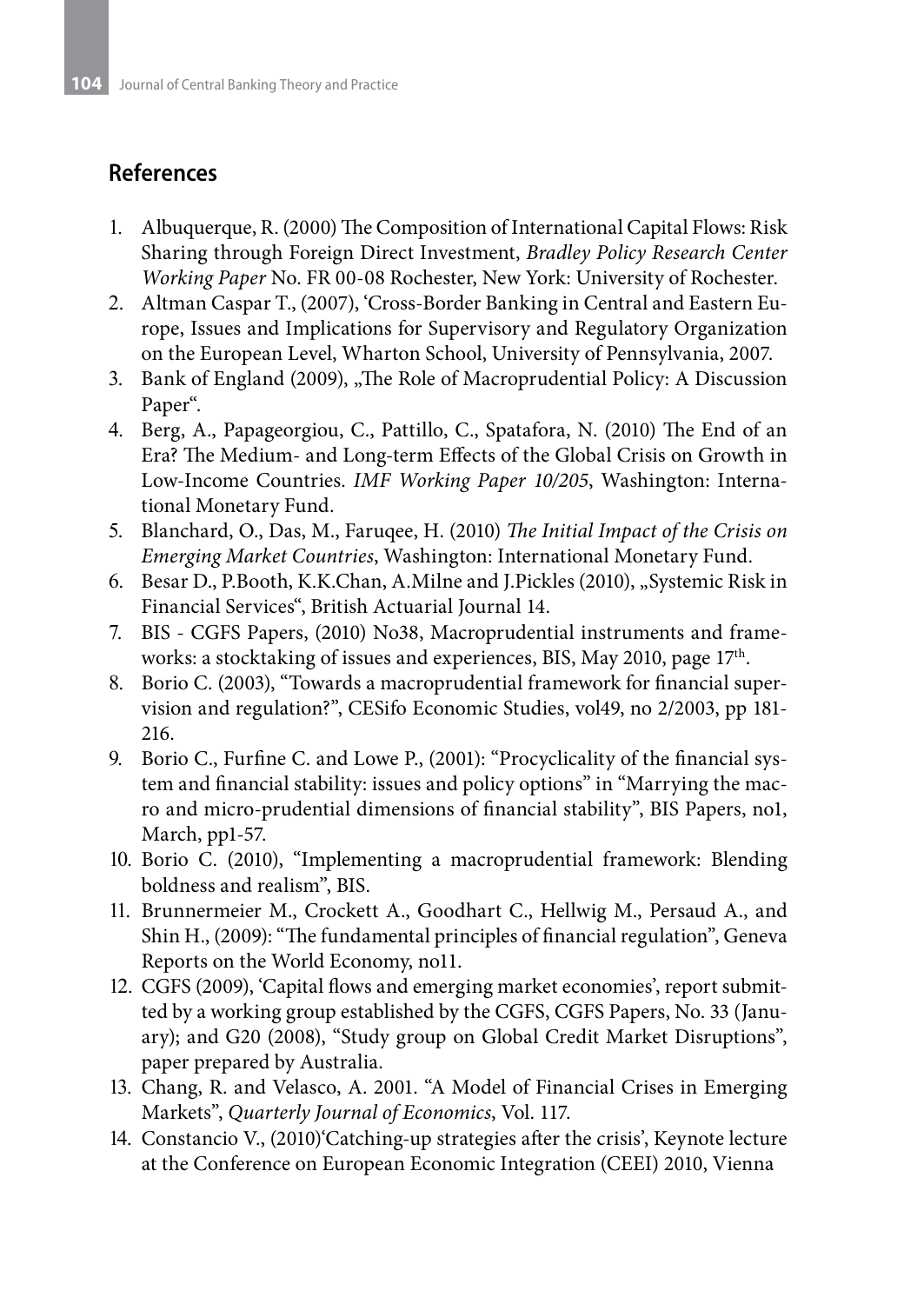## References

1. Albuquerque, R. (2000) The Composition of International Capital Flows: Risk Sharing through Foreign Direct Investment, *Bradley Policy Research Center Working Paper* No. FR 00-08 Rochester, New York: University of Rochester.
2. Altman Caspar T., (2007), 'Cross-Border Banking in Central and Eastern Europe, Issues and Implications for Supervisory and Regulatory Organization on the European Level, Wharton School, University of Pennsylvania, 2007.
3. Bank of England (2009), „The Role of Macroprudential Policy: A Discussion Paper".
4. Berg, A., Papageorgiou, C., Pattillo, C., Spatafora, N. (2010) The End of an Era? The Medium- and Long-term Effects of the Global Crisis on Growth in Low-Income Countries. *IMF Working Paper 10/205*, Washington: International Monetary Fund.
5. Blanchard, O., Das, M., Faruqee, H. (2010) *The Initial Impact of the Crisis on Emerging Market Countries*, Washington: International Monetary Fund.
6. Besar D., P.Booth, K.K.Chan, A.Milne and J.Pickles (2010), „Systemic Risk in Financial Services", British Actuarial Journal 14.
7. BIS - CGFS Papers, (2010) No38, Macroprudential instruments and frameworks: a stocktaking of issues and experiences, BIS, May 2010, page 17th.
8. Borio C. (2003), "Towards a macroprudential framework for financial supervision and regulation?", CESifo Economic Studies, vol49, no 2/2003, pp 181-216.
9. Borio C., Furfine C. and Lowe P., (2001): "Procyclicality of the financial system and financial stability: issues and policy options" in "Marrying the macro and micro-prudential dimensions of financial stability", BIS Papers, no1, March, pp1-57.
10. Borio C. (2010), "Implementing a macroprudential framework: Blending boldness and realism", BIS.
11. Brunnermeier M., Crockett A., Goodhart C., Hellwig M., Persaud A., and Shin H., (2009): "The fundamental principles of financial regulation", Geneva Reports on the World Economy, no11.
12. CGFS (2009), 'Capital flows and emerging market economies', report submitted by a working group established by the CGFS, CGFS Papers, No. 33 (January); and G20 (2008), "Study group on Global Credit Market Disruptions", paper prepared by Australia.
13. Chang, R. and Velasco, A. 2001. "A Model of Financial Crises in Emerging Markets", *Quarterly Journal of Economics*, Vol. 117.
14. Constancio V., (2010)'Catching-up strategies after the crisis', Keynote lecture at the Conference on European Economic Integration (CEEI) 2010, Vienna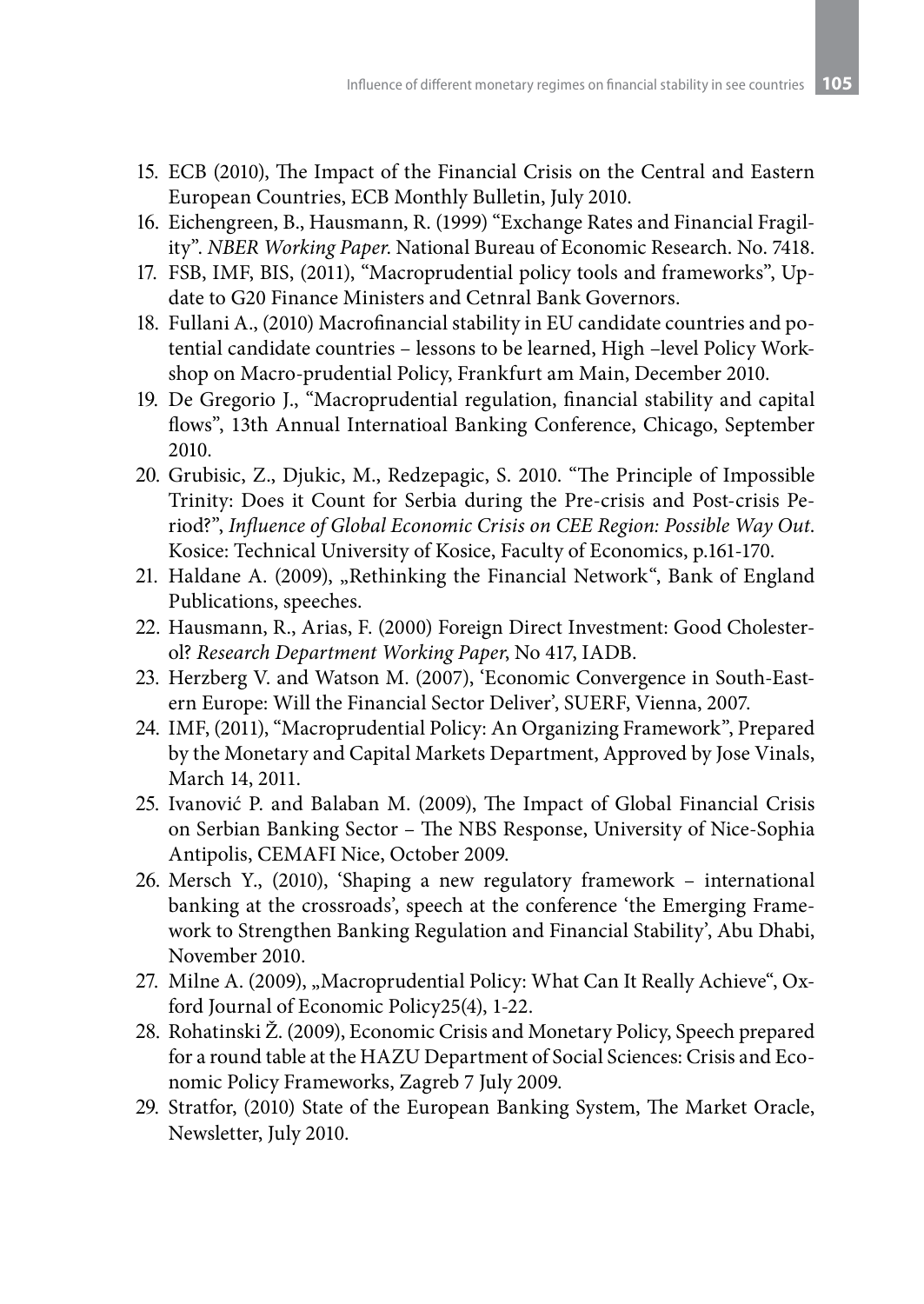15. ECB (2010), The Impact of the Financial Crisis on the Central and Eastern European Countries, ECB Monthly Bulletin, July 2010.
16. Eichengreen, B., Hausmann, R. (1999) "Exchange Rates and Financial Fragility". *NBER Working Paper.* National Bureau of Economic Research. No. 7418.
17. FSB, IMF, BIS, (2011), "Macroprudential policy tools and frameworks", Update to G20 Finance Ministers and Cetnral Bank Governors.
18. Fullani A., (2010) Macrofinancial stability in EU candidate countries and potential candidate countries – lessons to be learned, High –level Policy Workshop on Macro-prudential Policy, Frankfurt am Main, December 2010.
19. De Gregorio J., "Macroprudential regulation, financial stability and capital flows", 13th Annual Internatioal Banking Conference, Chicago, September 2010.
20. Grubisic, Z., Djukic, M., Redzepagic, S. 2010. "The Principle of Impossible Trinity: Does it Count for Serbia during the Pre-crisis and Post-crisis Period?", *Influence of Global Economic Crisis on CEE Region: Possible Way Out.* Kosice: Technical University of Kosice, Faculty of Economics, p.161-170.
21. Haldane A. (2009), „Rethinking the Financial Network", Bank of England Publications, speeches.
22. Hausmann, R., Arias, F. (2000) Foreign Direct Investment: Good Cholesterol? *Research Department Working Paper*, No 417, IADB.
23. Herzberg V. and Watson M. (2007), 'Economic Convergence in South-Eastern Europe: Will the Financial Sector Deliver', SUERF, Vienna, 2007.
24. IMF, (2011), "Macroprudential Policy: An Organizing Framework", Prepared by the Monetary and Capital Markets Department, Approved by Jose Vinals, March 14, 2011.
25. Ivanović P. and Balaban M. (2009), The Impact of Global Financial Crisis on Serbian Banking Sector – The NBS Response, University of Nice-Sophia Antipolis, CEMAFI Nice, October 2009.
26. Mersch Y., (2010), 'Shaping a new regulatory framework – international banking at the crossroads', speech at the conference 'the Emerging Framework to Strengthen Banking Regulation and Financial Stability', Abu Dhabi, November 2010.
27. Milne A. (2009), „Macroprudential Policy: What Can It Really Achieve", Oxford Journal of Economic Policy25(4), 1-22.
28. Rohatinski Ž. (2009), Economic Crisis and Monetary Policy, Speech prepared for a round table at the HAZU Department of Social Sciences: Crisis and Economic Policy Frameworks, Zagreb 7 July 2009.
29. Stratfor, (2010) State of the European Banking System, The Market Oracle, Newsletter, July 2010.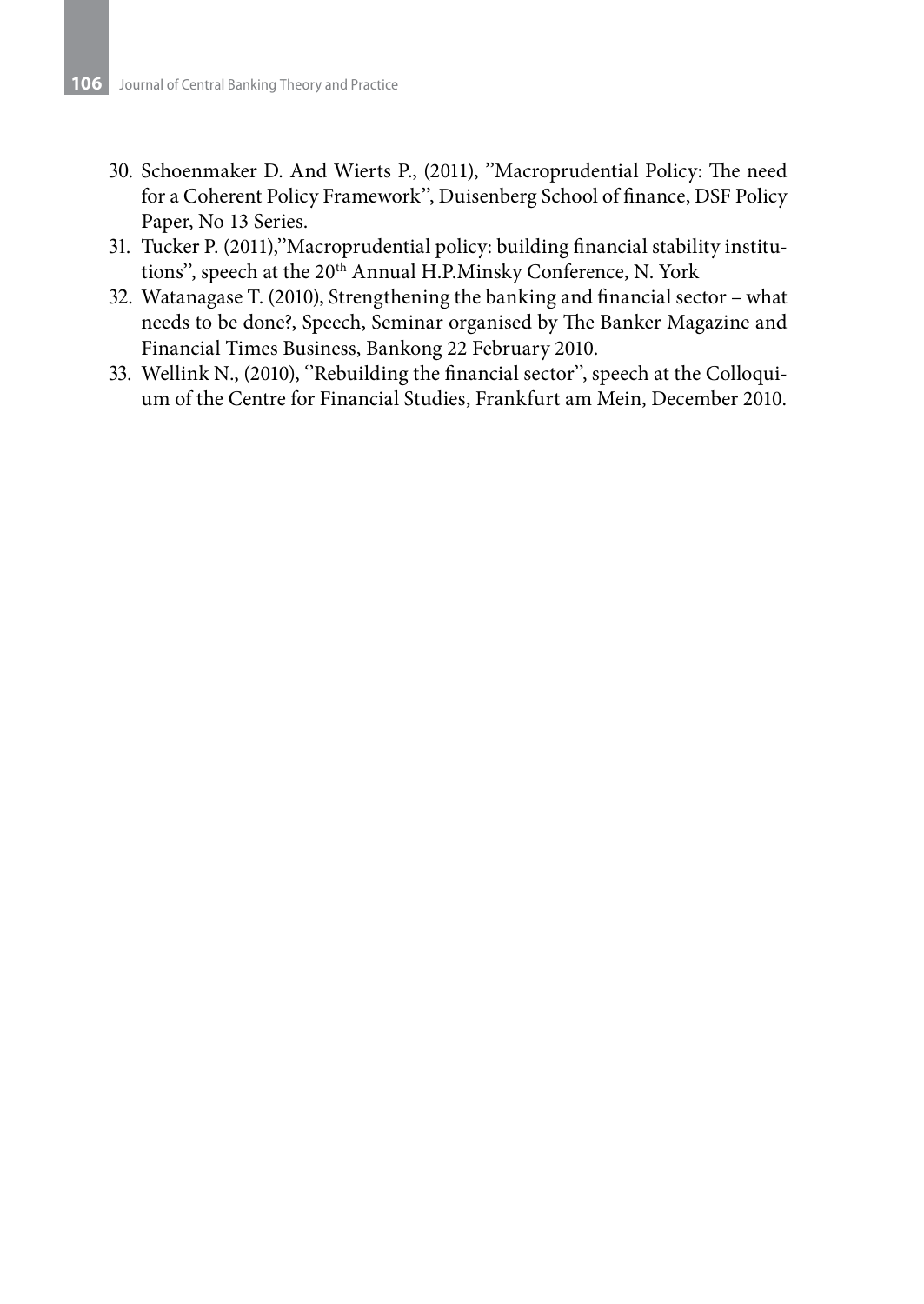30. Schoenmaker D. And Wierts P., (2011), ''Macroprudential Policy: The need for a Coherent Policy Framework'', Duisenberg School of finance, DSF Policy Paper, No 13 Series.
31. Tucker P. (2011),''Macroprudential policy: building financial stability institutions'', speech at the 20th Annual H.P.Minsky Conference, N. York
32. Watanagase T. (2010), Strengthening the banking and financial sector – what needs to be done?, Speech, Seminar organised by The Banker Magazine and Financial Times Business, Bankong 22 February 2010.
33. Wellink N., (2010), ''Rebuilding the financial sector'', speech at the Colloquium of the Centre for Financial Studies, Frankfurt am Mein, December 2010.